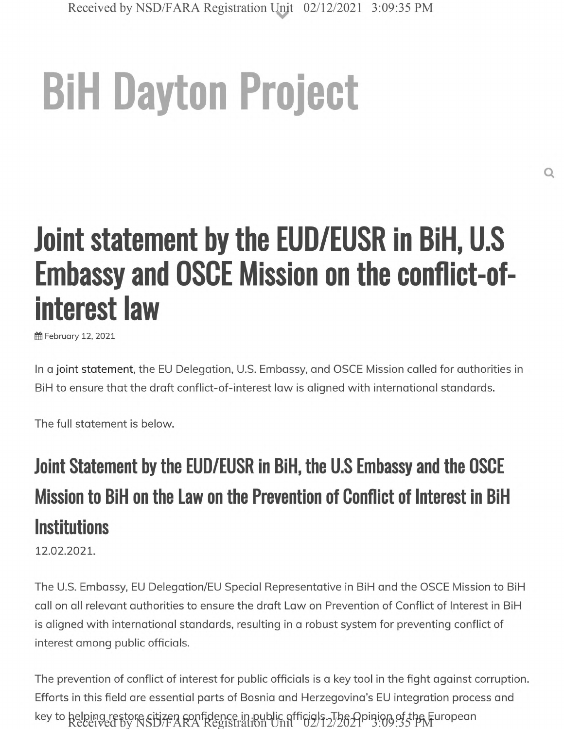# BiH Dayton Project

## Joint statement by the EUD/EUSR in BiH, U.S Embassy and OSCE Mission on the conflict-of-interest law

February 12, 2021

In a joint statement, the EU Delegation, U.S. Embassy, and OSCE Mission called for authorities in BiH to ensure that the draft conflict-of-interest law is aligned with international standards.

The full statement is below.

### Joint Statement by the EUD/EUSR in BiH, the U.S Embassy and the OSCE Mission to BiH on the Law on the Prevention of Conflict of Interest in BiH Institutions

12.02.2021.

The U.S. Embassy, EU Delegation/EU Special Representative in BiH and the OSCE Mission to BiH call on all relevant authorities to ensure the draft Law on Prevention of Conflict of Interest in BiH is aligned with international standards, resulting in a robust system for preventing conflict of interest among public officials.

The prevention of conflict of interest for public officials is a key tool in the fight against corruption. Efforts in this field are essential parts of Bosnia and Herzegovina's EU integration process and key to helping restore citizen confidence in public officials. The Opinion of the European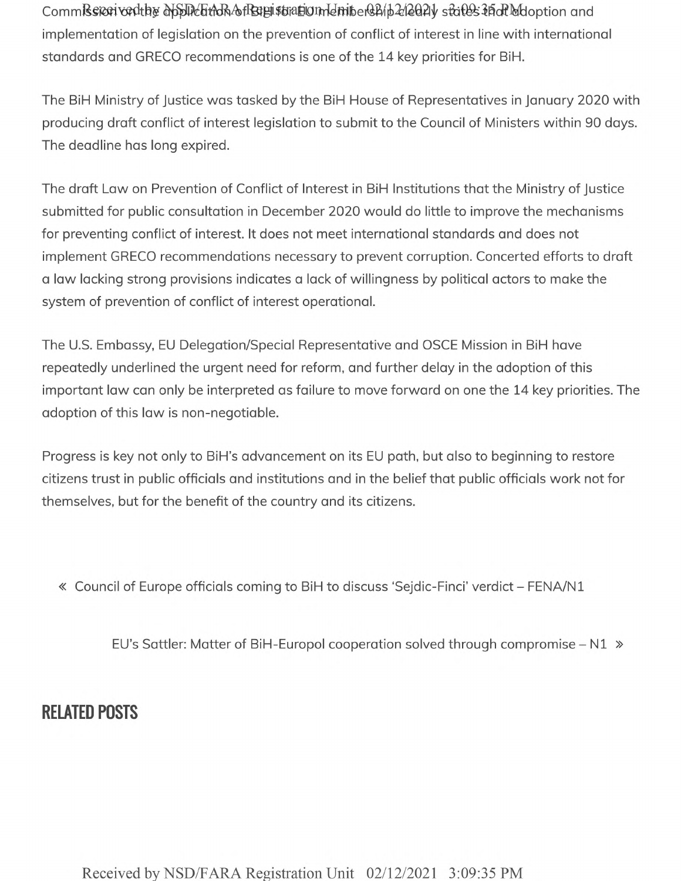Commission on the application of BiH for EU membership clearly states that adoption and implementation of legislation on the prevention of conflict of interest in line with international standards and GRECO recommendations is one of the 14 key priorities for BiH.

The BiH Ministry of Justice was tasked by the BiH House of Representatives in January 2020 with producing draft conflict of interest legislation to submit to the Council of Ministers within 90 days. The deadline has long expired.

The draft Law on Prevention of Conflict of Interest in BiH Institutions that the Ministry of Justice submitted for public consultation in December 2020 would do little to improve the mechanisms for preventing conflict of interest. It does not meet international standards and does not implement GRECO recommendations necessary to prevent corruption. Concerted efforts to draft a law lacking strong provisions indicates a lack of willingness by political actors to make the system of prevention of conflict of interest operational.

The U.S. Embassy, EU Delegation/Special Representative and OSCE Mission in BiH have repeatedly underlined the urgent need for reform, and further delay in the adoption of this important law can only be interpreted as failure to move forward on one the 14 key priorities. The adoption of this law is non-negotiable.

Progress is key not only to BiH's advancement on its EU path, but also to beginning to restore citizens trust in public officials and institutions and in the belief that public officials work not for themselves, but for the benefit of the country and its citizens.

« Council of Europe officials coming to BiH to discuss 'Sejdic-Finci' verdict – FENA/N1

EU's Sattler: Matter of BiH-Europol cooperation solved through compromise – N1 »

## RELATED POSTS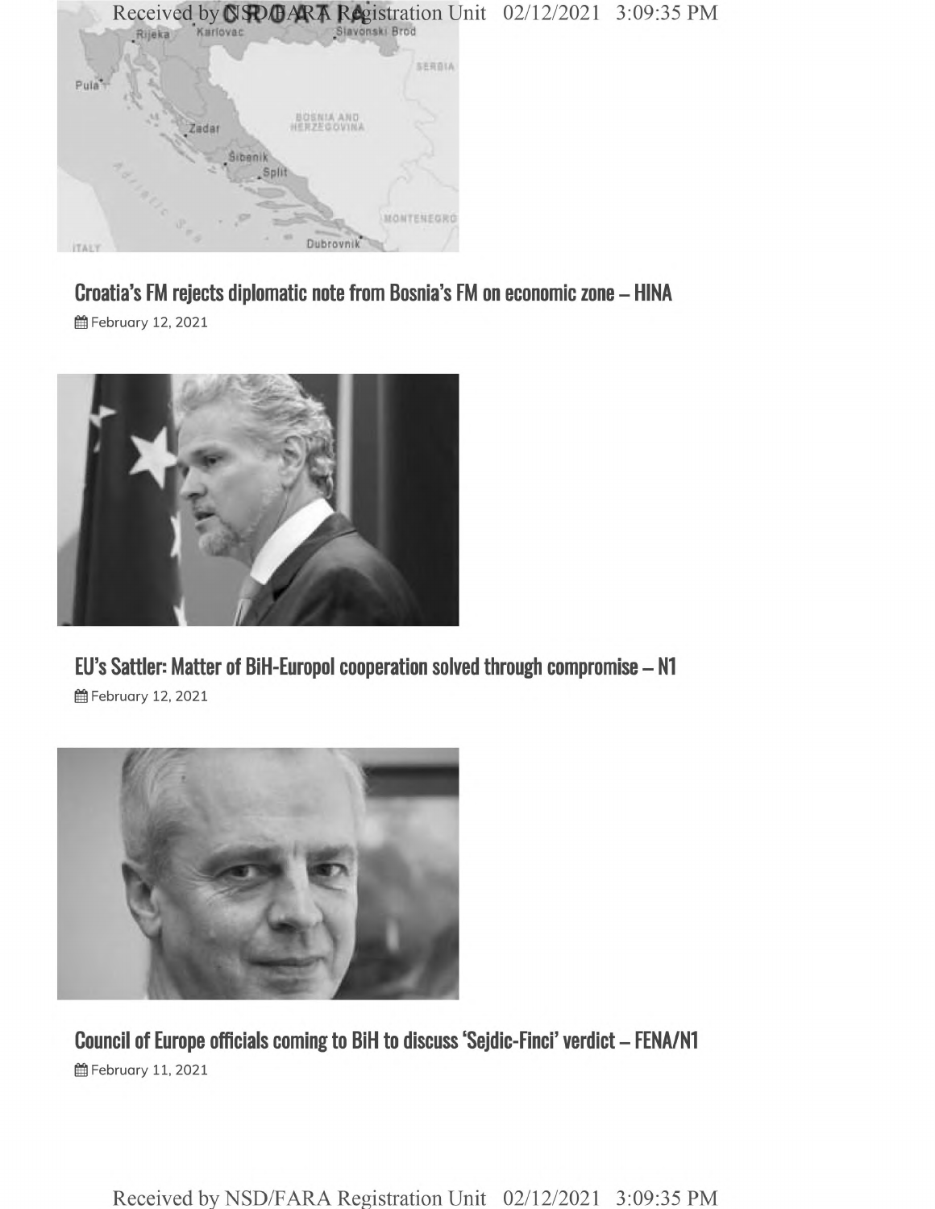## Croatia's FM rejects diplomatic note from Bosnia's FM on economic zone – HINA

February 12, 2021

## EU's Sattler: Matter of BiH-Europol cooperation solved through compromise – N1

February 12, 2021

## Council of Europe officials coming to BiH to discuss 'Sejdic-Finci' verdict – FENA/N1

February 11, 2021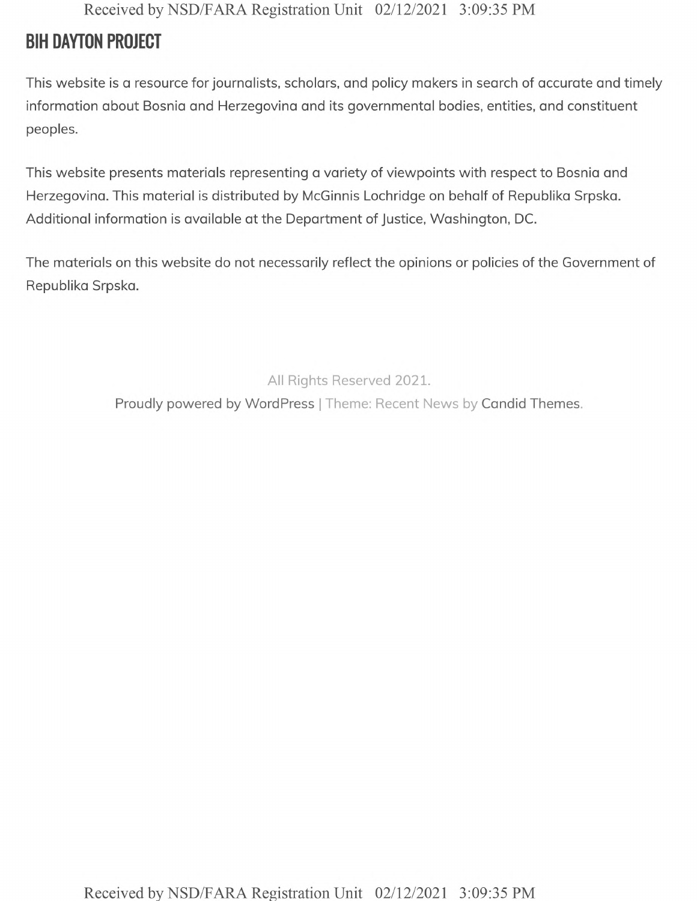# BIH DAYTON PROJECT

This website is a resource for journalists, scholars, and policy makers in search of accurate and timely information about Bosnia and Herzegovina and its governmental bodies, entities, and constituent peoples.

This website presents materials representing a variety of viewpoints with respect to Bosnia and Herzegovina. This material is distributed by McGinnis Lochridge on behalf of Republika Srpska. Additional information is available at the Department of Justice, Washington, DC.

The materials on this website do not necessarily reflect the opinions or policies of the Government of Republika Srpska.

All Rights Reserved 2021.

Proudly powered by WordPress | Theme: Recent News by Candid Themes.